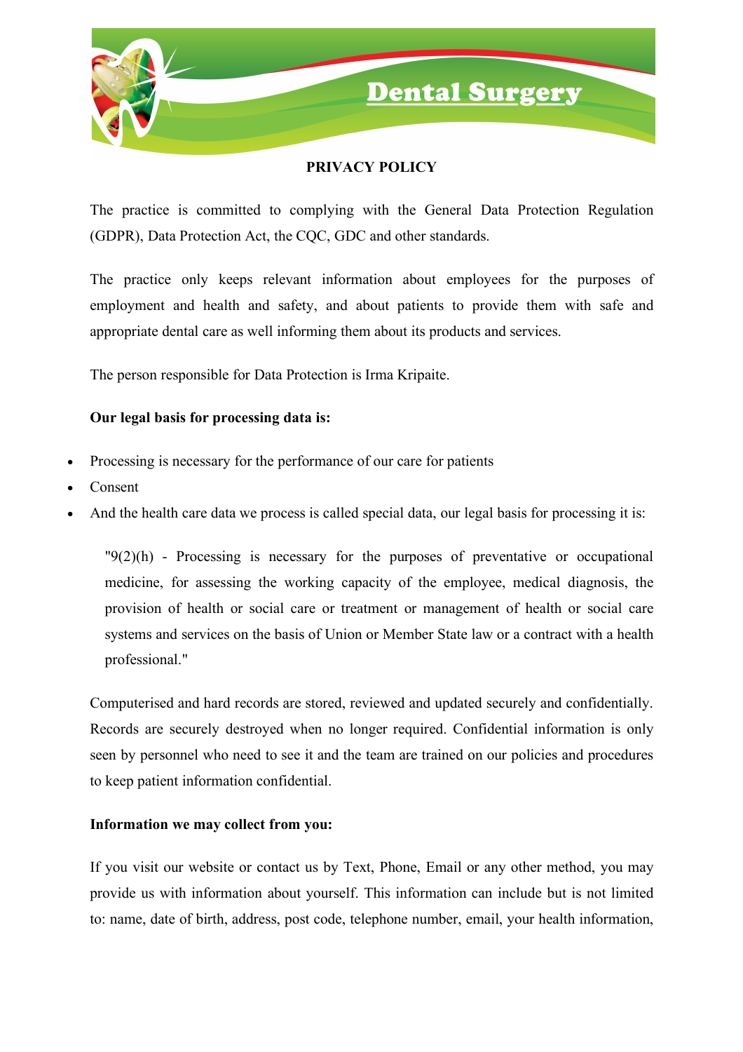# Dental Surgery

## PRIVACY POLICY

The practice is committed to complying with the General Data Protection Regulation (GDPR), Data Protection Act, the CQC, GDC and other standards.

The practice only keeps relevant information about employees for the purposes of employment and health and safety, and about patients to provide them with safe and appropriate dental care as well informing them about its products and services.

The person responsible for Data Protection is Irma Kripaite.

**Our legal basis for processing data is:**

- Processing is necessary for the performance of our care for patients
- Consent
- And the health care data we process is called special data, our legal basis for processing it is:

> "9(2)(h) - Processing is necessary for the purposes of preventative or occupational medicine, for assessing the working capacity of the employee, medical diagnosis, the provision of health or social care or treatment or management of health or social care systems and services on the basis of Union or Member State law or a contract with a health professional."

Computerised and hard records are stored, reviewed and updated securely and confidentially. Records are securely destroyed when no longer required. Confidential information is only seen by personnel who need to see it and the team are trained on our policies and procedures to keep patient information confidential.

**Information we may collect from you:**

If you visit our website or contact us by Text, Phone, Email or any other method, you may provide us with information about yourself. This information can include but is not limited to: name, date of birth, address, post code, telephone number, email, your health information,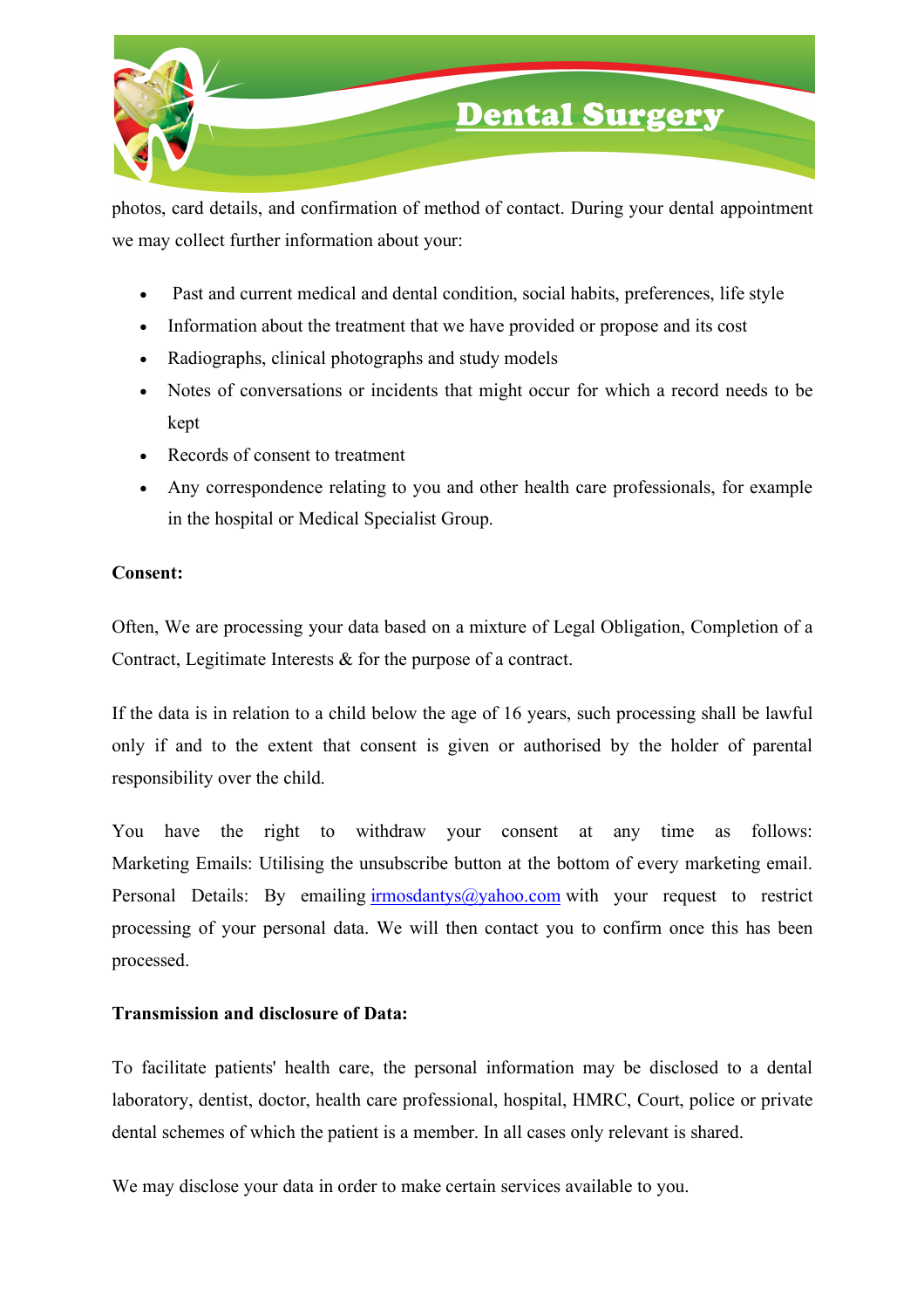photos, card details, and confirmation of method of contact. During your dental appointment we may collect further information about your:

- Past and current medical and dental condition, social habits, preferences, life style
- Information about the treatment that we have provided or propose and its cost
- Radiographs, clinical photographs and study models
- Notes of conversations or incidents that might occur for which a record needs to be kept
- Records of consent to treatment
- Any correspondence relating to you and other health care professionals, for example in the hospital or Medical Specialist Group.

**Consent:**

Often, We are processing your data based on a mixture of Legal Obligation, Completion of a Contract, Legitimate Interests & for the purpose of a contract.

If the data is in relation to a child below the age of 16 years, such processing shall be lawful only if and to the extent that consent is given or authorised by the holder of parental responsibility over the child.

You have the right to withdraw your consent at any time as follows: Marketing Emails: Utilising the unsubscribe button at the bottom of every marketing email. Personal Details: By emailing irmosdantys@yahoo.com with your request to restrict processing of your personal data. We will then contact you to confirm once this has been processed.

**Transmission and disclosure of Data:**

To facilitate patients' health care, the personal information may be disclosed to a dental laboratory, dentist, doctor, health care professional, hospital, HMRC, Court, police or private dental schemes of which the patient is a member. In all cases only relevant is shared.

We may disclose your data in order to make certain services available to you.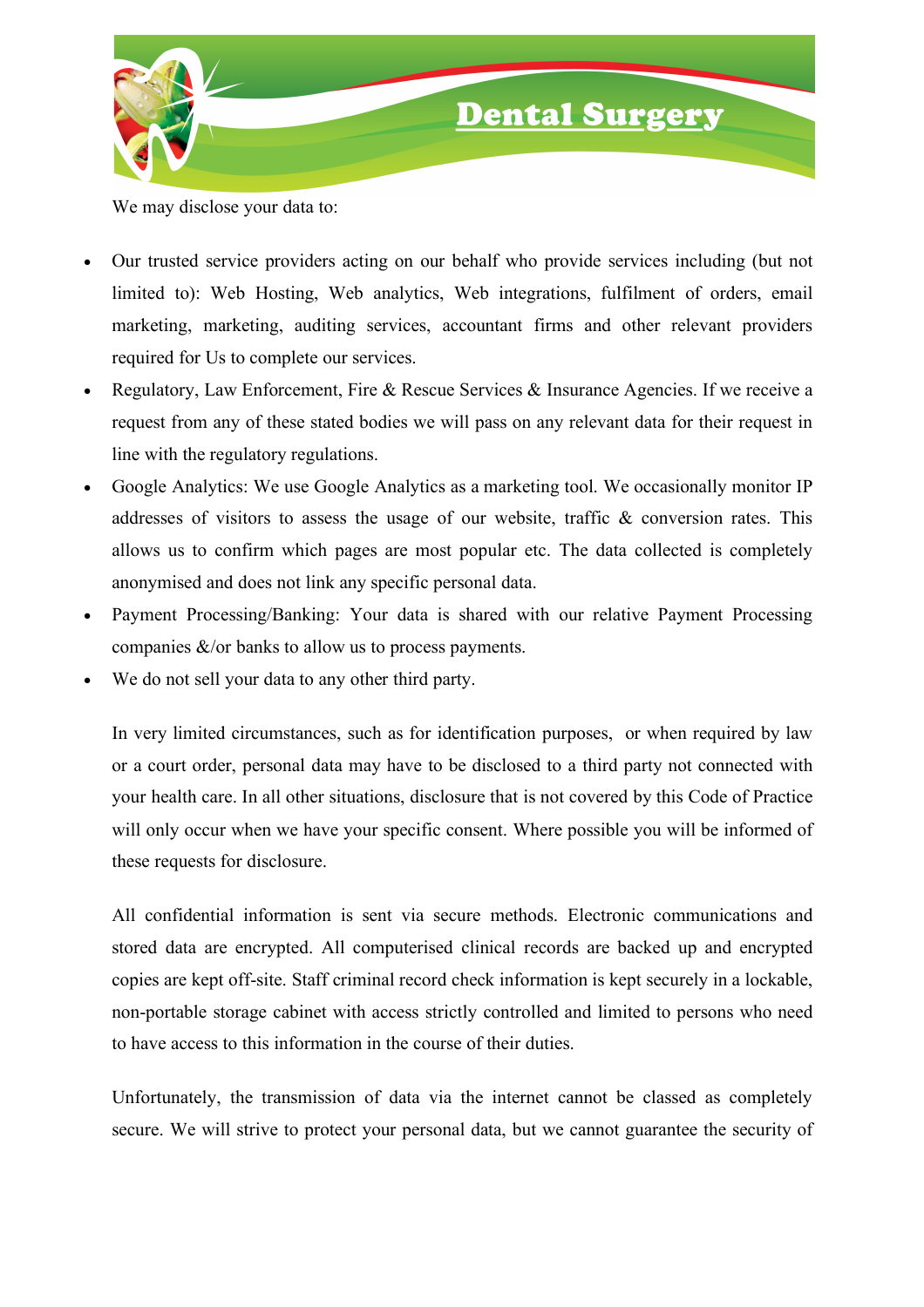We may disclose your data to:

- Our trusted service providers acting on our behalf who provide services including (but not limited to): Web Hosting, Web analytics, Web integrations, fulfilment of orders, email marketing, marketing, auditing services, accountant firms and other relevant providers required for Us to complete our services.
- Regulatory, Law Enforcement, Fire & Rescue Services & Insurance Agencies. If we receive a request from any of these stated bodies we will pass on any relevant data for their request in line with the regulatory regulations.
- Google Analytics: We use Google Analytics as a marketing tool. We occasionally monitor IP addresses of visitors to assess the usage of our website, traffic & conversion rates. This allows us to confirm which pages are most popular etc. The data collected is completely anonymised and does not link any specific personal data.
- Payment Processing/Banking: Your data is shared with our relative Payment Processing companies &/or banks to allow us to process payments.
- We do not sell your data to any other third party.

In very limited circumstances, such as for identification purposes, or when required by law or a court order, personal data may have to be disclosed to a third party not connected with your health care. In all other situations, disclosure that is not covered by this Code of Practice will only occur when we have your specific consent. Where possible you will be informed of these requests for disclosure.

All confidential information is sent via secure methods. Electronic communications and stored data are encrypted. All computerised clinical records are backed up and encrypted copies are kept off-site. Staff criminal record check information is kept securely in a lockable, non-portable storage cabinet with access strictly controlled and limited to persons who need to have access to this information in the course of their duties.

Unfortunately, the transmission of data via the internet cannot be classed as completely secure. We will strive to protect your personal data, but we cannot guarantee the security of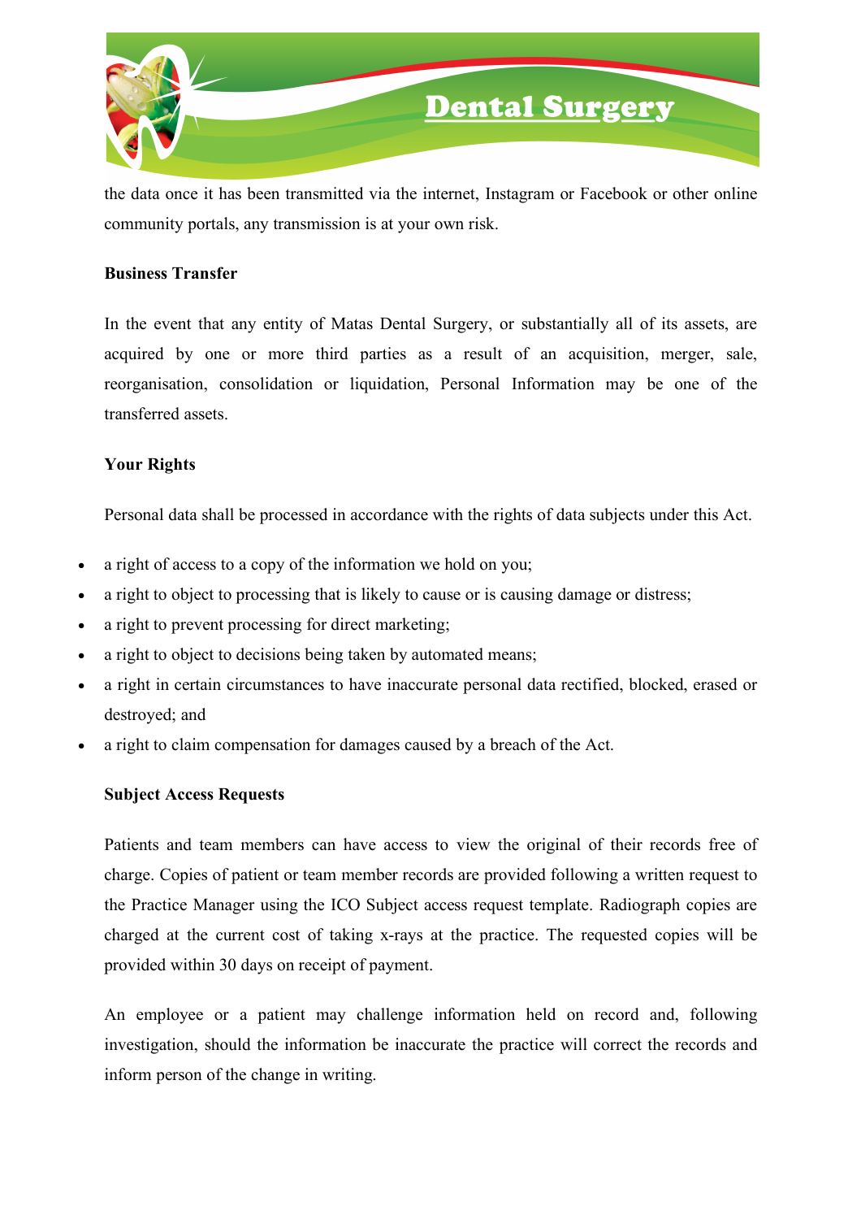the data once it has been transmitted via the internet, Instagram or Facebook or other online community portals, any transmission is at your own risk.

**Business Transfer**

In the event that any entity of Matas Dental Surgery, or substantially all of its assets, are acquired by one or more third parties as a result of an acquisition, merger, sale, reorganisation, consolidation or liquidation, Personal Information may be one of the transferred assets.

**Your Rights**

Personal data shall be processed in accordance with the rights of data subjects under this Act.

- a right of access to a copy of the information we hold on you;
- a right to object to processing that is likely to cause or is causing damage or distress;
- a right to prevent processing for direct marketing;
- a right to object to decisions being taken by automated means;
- a right in certain circumstances to have inaccurate personal data rectified, blocked, erased or destroyed; and
- a right to claim compensation for damages caused by a breach of the Act.

**Subject Access Requests**

Patients and team members can have access to view the original of their records free of charge. Copies of patient or team member records are provided following a written request to the Practice Manager using the ICO Subject access request template. Radiograph copies are charged at the current cost of taking x-rays at the practice. The requested copies will be provided within 30 days on receipt of payment.

An employee or a patient may challenge information held on record and, following investigation, should the information be inaccurate the practice will correct the records and inform person of the change in writing.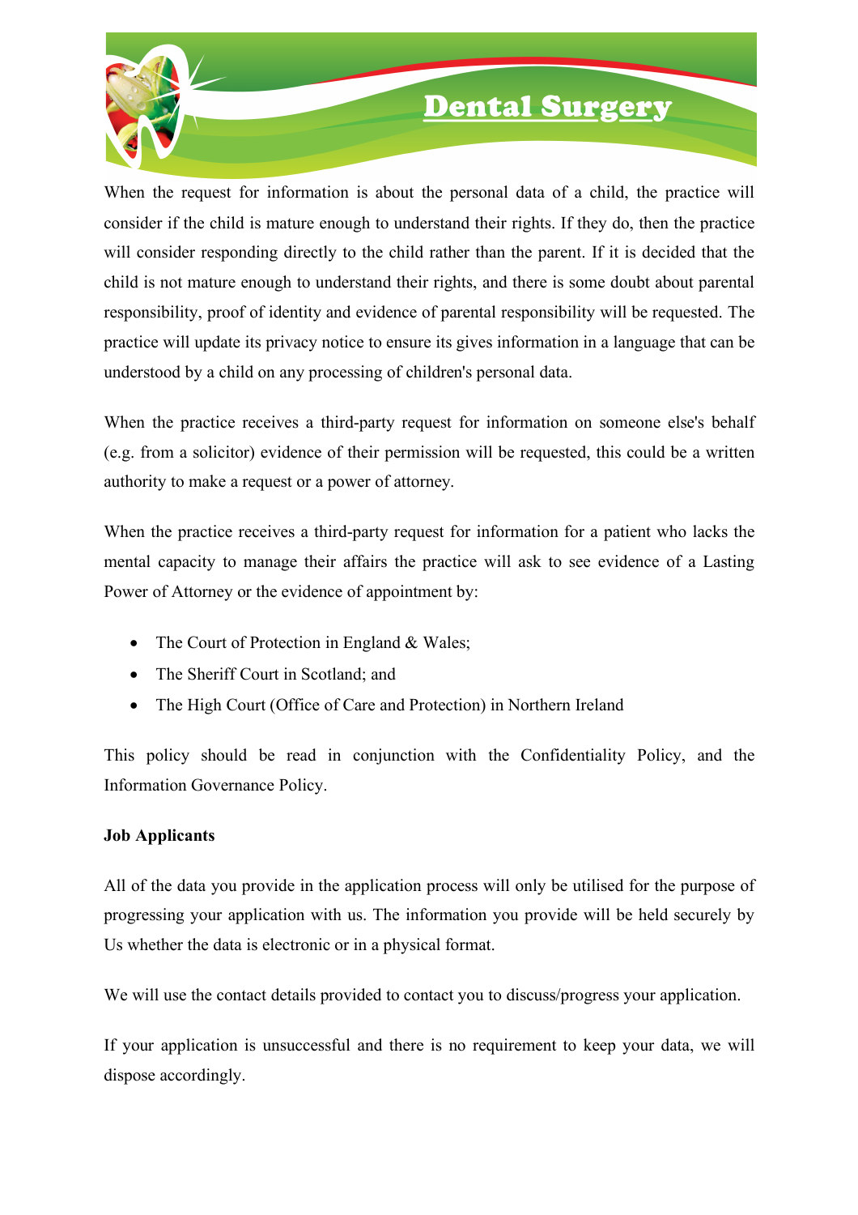When the request for information is about the personal data of a child, the practice will consider if the child is mature enough to understand their rights. If they do, then the practice will consider responding directly to the child rather than the parent. If it is decided that the child is not mature enough to understand their rights, and there is some doubt about parental responsibility, proof of identity and evidence of parental responsibility will be requested. The practice will update its privacy notice to ensure its gives information in a language that can be understood by a child on any processing of children's personal data.

When the practice receives a third-party request for information on someone else's behalf (e.g. from a solicitor) evidence of their permission will be requested, this could be a written authority to make a request or a power of attorney.

When the practice receives a third-party request for information for a patient who lacks the mental capacity to manage their affairs the practice will ask to see evidence of a Lasting Power of Attorney or the evidence of appointment by:

- The Court of Protection in England & Wales;
- The Sheriff Court in Scotland; and
- The High Court (Office of Care and Protection) in Northern Ireland

This policy should be read in conjunction with the Confidentiality Policy, and the Information Governance Policy.

**Job Applicants**

All of the data you provide in the application process will only be utilised for the purpose of progressing your application with us. The information you provide will be held securely by Us whether the data is electronic or in a physical format.

We will use the contact details provided to contact you to discuss/progress your application.

If your application is unsuccessful and there is no requirement to keep your data, we will dispose accordingly.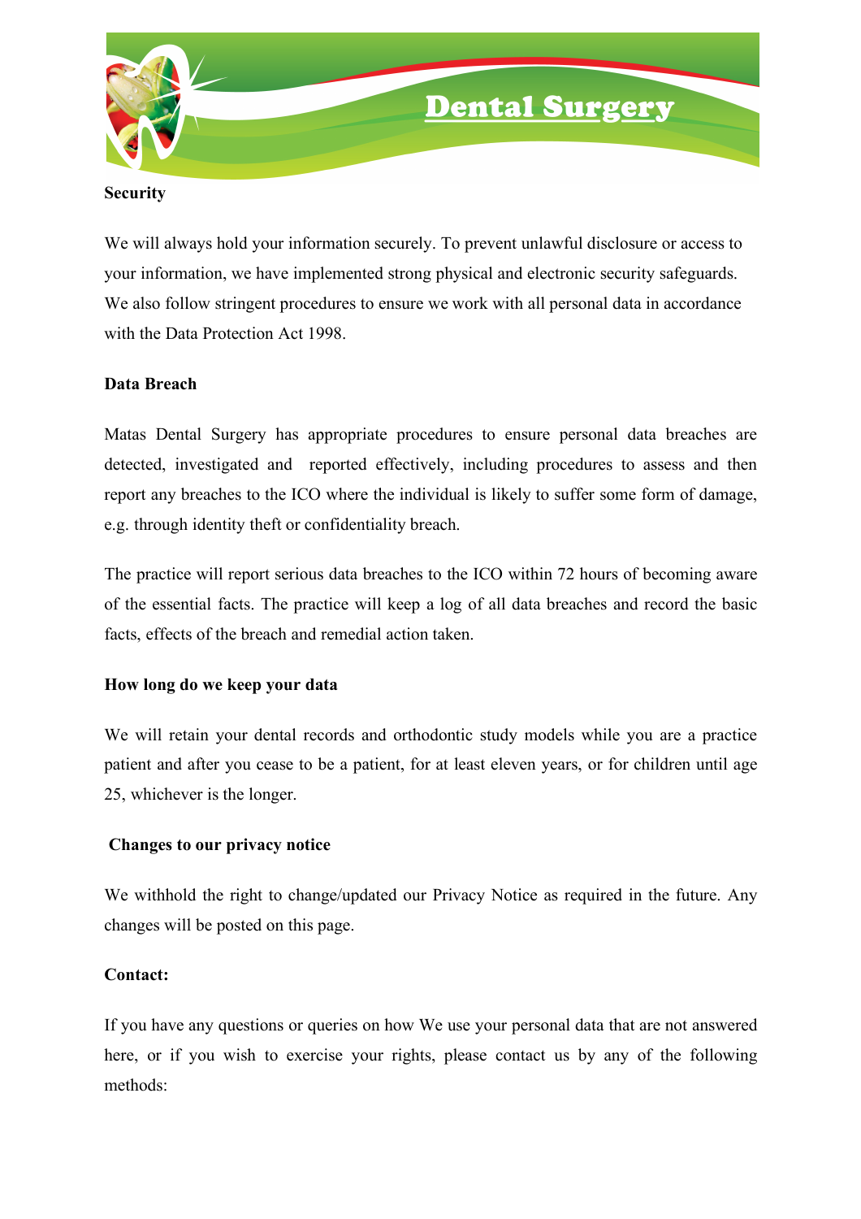**Security**

We will always hold your information securely. To prevent unlawful disclosure or access to your information, we have implemented strong physical and electronic security safeguards. We also follow stringent procedures to ensure we work with all personal data in accordance with the Data Protection Act 1998.

**Data Breach**

Matas Dental Surgery has appropriate procedures to ensure personal data breaches are detected, investigated and reported effectively, including procedures to assess and then report any breaches to the ICO where the individual is likely to suffer some form of damage, e.g. through identity theft or confidentiality breach.

The practice will report serious data breaches to the ICO within 72 hours of becoming aware of the essential facts. The practice will keep a log of all data breaches and record the basic facts, effects of the breach and remedial action taken.

**How long do we keep your data**

We will retain your dental records and orthodontic study models while you are a practice patient and after you cease to be a patient, for at least eleven years, or for children until age 25, whichever is the longer.

**Changes to our privacy notice**

We withhold the right to change/updated our Privacy Notice as required in the future. Any changes will be posted on this page.

**Contact:**

If you have any questions or queries on how We use your personal data that are not answered here, or if you wish to exercise your rights, please contact us by any of the following methods: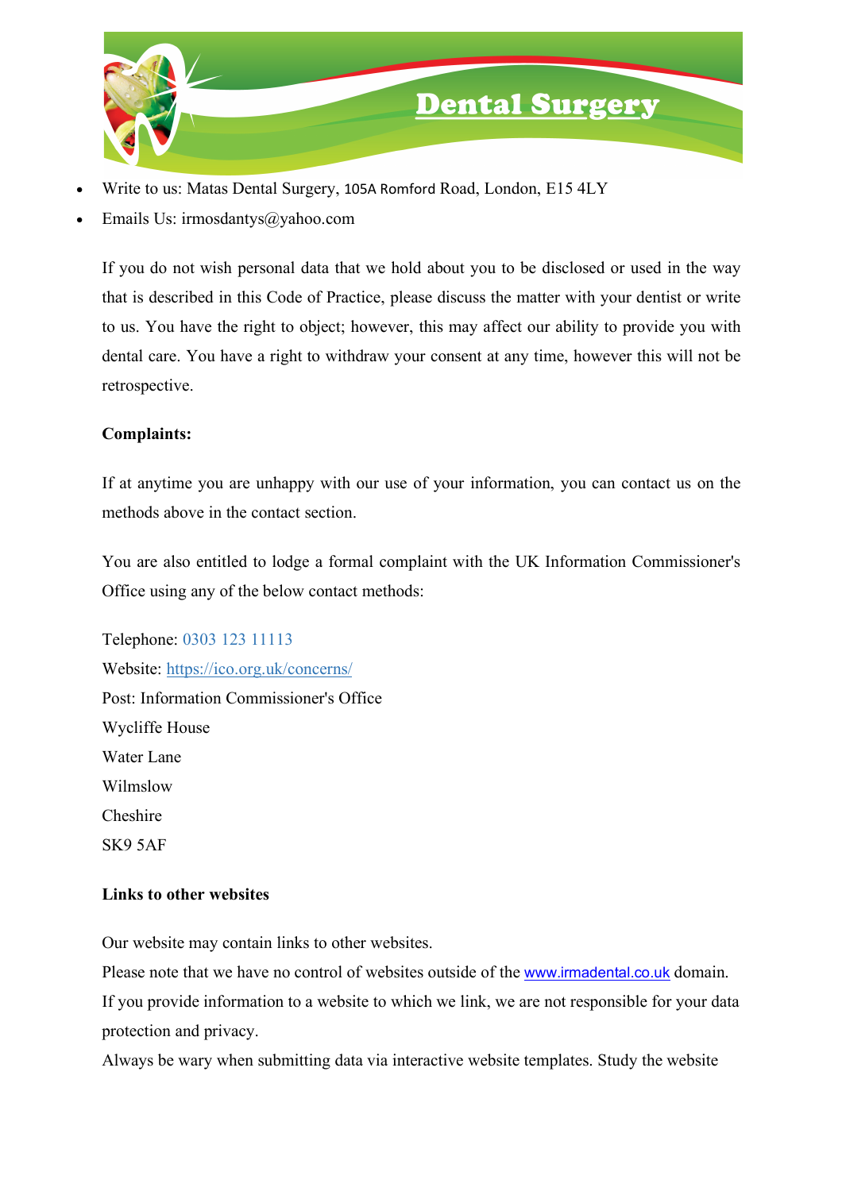# Dental Surgery

- Write to us: Matas Dental Surgery, 105A Romford Road, London, E15 4LY
- Emails Us: irmosdantys@yahoo.com

If you do not wish personal data that we hold about you to be disclosed or used in the way that is described in this Code of Practice, please discuss the matter with your dentist or write to us. You have the right to object; however, this may affect our ability to provide you with dental care. You have a right to withdraw your consent at any time, however this will not be retrospective.

**Complaints:**

If at anytime you are unhappy with our use of your information, you can contact us on the methods above in the contact section.

You are also entitled to lodge a formal complaint with the UK Information Commissioner's Office using any of the below contact methods:

Telephone: 0303 123 11113
Website: https://ico.org.uk/concerns/
Post: Information Commissioner's Office
Wycliffe House
Water Lane
Wilmslow
Cheshire
SK9 5AF

**Links to other websites**

Our website may contain links to other websites.
Please note that we have no control of websites outside of the www.irmadental.co.uk domain.
If you provide information to a website to which we link, we are not responsible for your data protection and privacy.
Always be wary when submitting data via interactive website templates. Study the website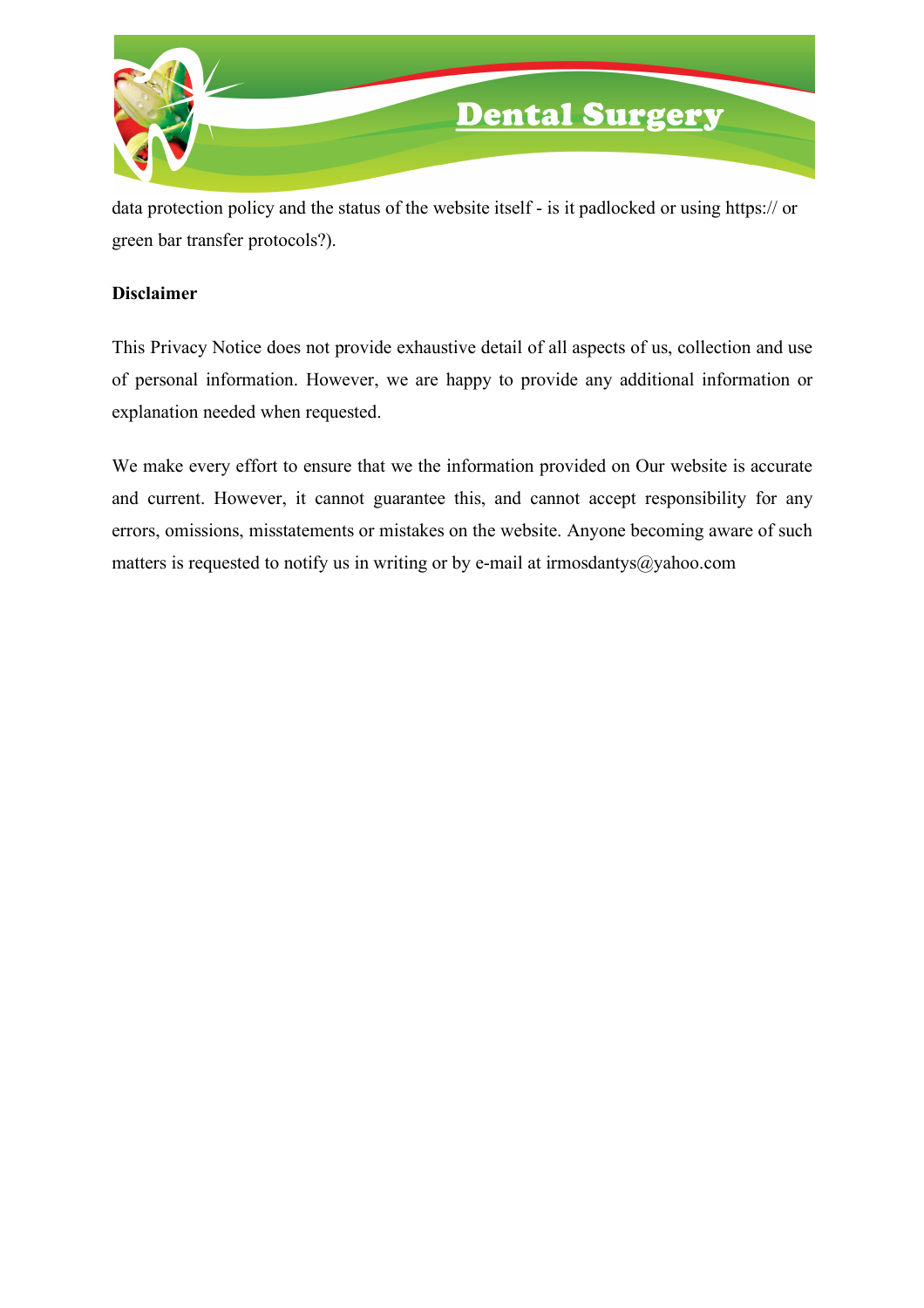data protection policy and the status of the website itself - is it padlocked or using https:// or green bar transfer protocols?).

**Disclaimer**

This Privacy Notice does not provide exhaustive detail of all aspects of us, collection and use of personal information. However, we are happy to provide any additional information or explanation needed when requested.

We make every effort to ensure that we the information provided on Our website is accurate and current. However, it cannot guarantee this, and cannot accept responsibility for any errors, omissions, misstatements or mistakes on the website. Anyone becoming aware of such matters is requested to notify us in writing or by e-mail at irmosdantys@yahoo.com